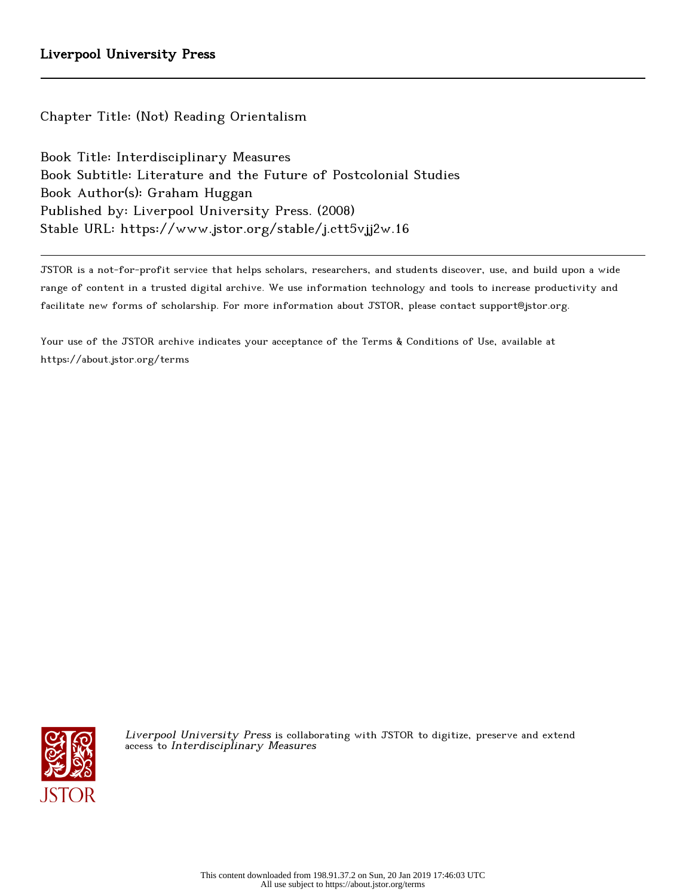Liverpool University Press

Chapter Title: (Not) Reading Orientalism

Book Title: Interdisciplinary Measures
Book Subtitle: Literature and the Future of Postcolonial Studies
Book Author(s): Graham Huggan
Published by: Liverpool University Press. (2008)
Stable URL: https://www.jstor.org/stable/j.ctt5vjj2w.16

JSTOR is a not-for-profit service that helps scholars, researchers, and students discover, use, and build upon a wide range of content in a trusted digital archive. We use information technology and tools to increase productivity and facilitate new forms of scholarship. For more information about JSTOR, please contact support@jstor.org.

Your use of the JSTOR archive indicates your acceptance of the Terms & Conditions of Use, available at https://about.jstor.org/terms

*Liverpool University Press* is collaborating with JSTOR to digitize, preserve and extend access to *Interdisciplinary Measures*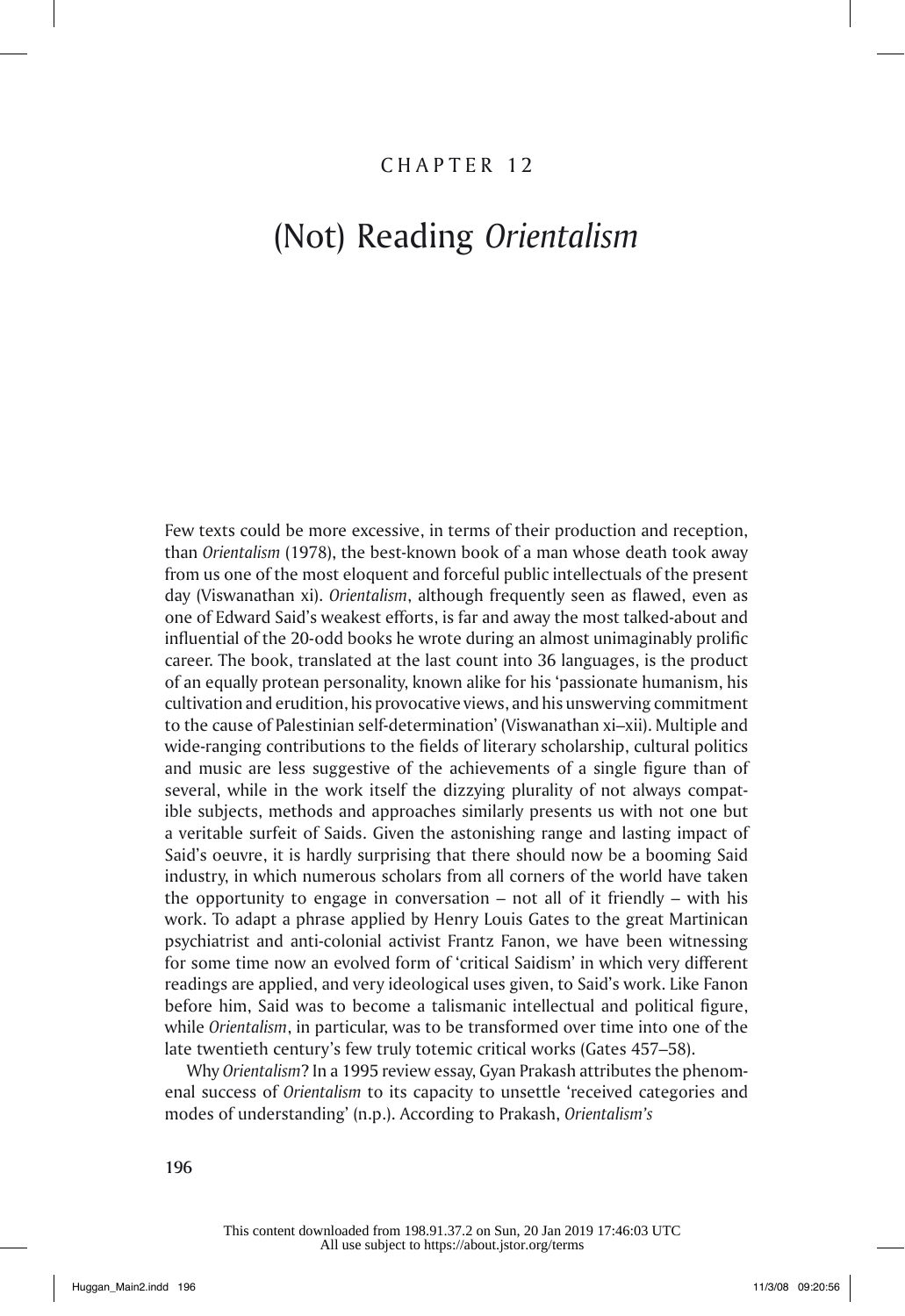# CHAPTER 12

# (Not) Reading *Orientalism*

Few texts could be more excessive, in terms of their production and reception, than *Orientalism* (1978), the best-known book of a man whose death took away from us one of the most eloquent and forceful public intellectuals of the present day (Viswanathan xi). *Orientalism*, although frequently seen as flawed, even as one of Edward Said's weakest efforts, is far and away the most talked-about and influential of the 20-odd books he wrote during an almost unimaginably prolific career. The book, translated at the last count into 36 languages, is the product of an equally protean personality, known alike for his 'passionate humanism, his cultivation and erudition, his provocative views, and his unswerving commitment to the cause of Palestinian self-determination' (Viswanathan xi–xii). Multiple and wide-ranging contributions to the fields of literary scholarship, cultural politics and music are less suggestive of the achievements of a single figure than of several, while in the work itself the dizzying plurality of not always compatible subjects, methods and approaches similarly presents us with not one but a veritable surfeit of Saids. Given the astonishing range and lasting impact of Said's oeuvre, it is hardly surprising that there should now be a booming Said industry, in which numerous scholars from all corners of the world have taken the opportunity to engage in conversation – not all of it friendly – with his work. To adapt a phrase applied by Henry Louis Gates to the great Martinican psychiatrist and anti-colonial activist Frantz Fanon, we have been witnessing for some time now an evolved form of 'critical Saidism' in which very different readings are applied, and very ideological uses given, to Said's work. Like Fanon before him, Said was to become a talismanic intellectual and political figure, while *Orientalism*, in particular, was to be transformed over time into one of the late twentieth century's few truly totemic critical works (Gates 457–58).

Why *Orientalism*? In a 1995 review essay, Gyan Prakash attributes the phenomenal success of *Orientalism* to its capacity to unsettle 'received categories and modes of understanding' (n.p.). According to Prakash, *Orientalism's*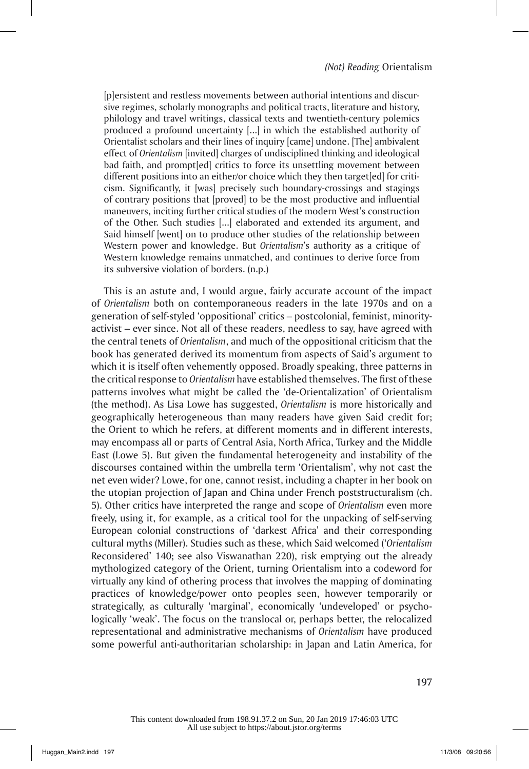> [p]ersistent and restless movements between authorial intentions and discursive regimes, scholarly monographs and political tracts, literature and history, philology and travel writings, classical texts and twentieth-century polemics produced a profound uncertainty [...] in which the established authority of Orientalist scholars and their lines of inquiry [came] undone. [The] ambivalent effect of *Orientalism* [invited] charges of undisciplined thinking and ideological bad faith, and prompt[ed] critics to force its unsettling movement between different positions into an either/or choice which they then target[ed] for criticism. Significantly, it [was] precisely such boundary-crossings and stagings of contrary positions that [proved] to be the most productive and influential maneuvers, inciting further critical studies of the modern West's construction of the Other. Such studies [...] elaborated and extended its argument, and Said himself [went] on to produce other studies of the relationship between Western power and knowledge. But *Orientalism*'s authority as a critique of Western knowledge remains unmatched, and continues to derive force from its subversive violation of borders. (n.p.)

This is an astute and, I would argue, fairly accurate account of the impact of *Orientalism* both on contemporaneous readers in the late 1970s and on a generation of self-styled 'oppositional' critics – postcolonial, feminist, minority-activist – ever since. Not all of these readers, needless to say, have agreed with the central tenets of *Orientalism*, and much of the oppositional criticism that the book has generated derived its momentum from aspects of Said's argument to which it is itself often vehemently opposed. Broadly speaking, three patterns in the critical response to *Orientalism* have established themselves. The first of these patterns involves what might be called the 'de-Orientalization' of Orientalism (the method). As Lisa Lowe has suggested, *Orientalism* is more historically and geographically heterogeneous than many readers have given Said credit for; the Orient to which he refers, at different moments and in different interests, may encompass all or parts of Central Asia, North Africa, Turkey and the Middle East (Lowe 5). But given the fundamental heterogeneity and instability of the discourses contained within the umbrella term 'Orientalism', why not cast the net even wider? Lowe, for one, cannot resist, including a chapter in her book on the utopian projection of Japan and China under French poststructuralism (ch. 5). Other critics have interpreted the range and scope of *Orientalism* even more freely, using it, for example, as a critical tool for the unpacking of self-serving European colonial constructions of 'darkest Africa' and their corresponding cultural myths (Miller). Studies such as these, which Said welcomed ('*Orientalism* Reconsidered' 140; see also Viswanathan 220), risk emptying out the already mythologized category of the Orient, turning Orientalism into a codeword for virtually any kind of othering process that involves the mapping of dominating practices of knowledge/power onto peoples seen, however temporarily or strategically, as culturally 'marginal', economically 'undeveloped' or psychologically 'weak'. The focus on the translocal or, perhaps better, the relocalized representational and administrative mechanisms of *Orientalism* have produced some powerful anti-authoritarian scholarship: in Japan and Latin America, for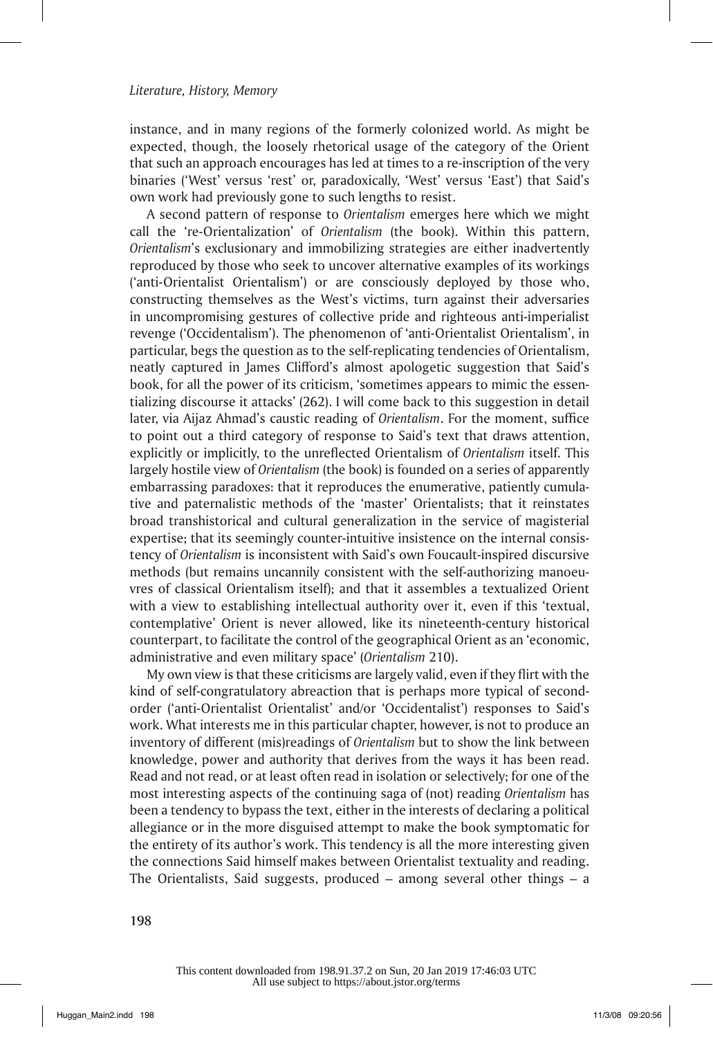instance, and in many regions of the formerly colonized world. As might be expected, though, the loosely rhetorical usage of the category of the Orient that such an approach encourages has led at times to a re-inscription of the very binaries ('West' versus 'rest' or, paradoxically, 'West' versus 'East') that Said's own work had previously gone to such lengths to resist.

A second pattern of response to *Orientalism* emerges here which we might call the 're-Orientalization' of *Orientalism* (the book). Within this pattern, *Orientalism*'s exclusionary and immobilizing strategies are either inadvertently reproduced by those who seek to uncover alternative examples of its workings ('anti-Orientalist Orientalism') or are consciously deployed by those who, constructing themselves as the West's victims, turn against their adversaries in uncompromising gestures of collective pride and righteous anti-imperialist revenge ('Occidentalism'). The phenomenon of 'anti-Orientalist Orientalism', in particular, begs the question as to the self-replicating tendencies of Orientalism, neatly captured in James Clifford's almost apologetic suggestion that Said's book, for all the power of its criticism, 'sometimes appears to mimic the essentializing discourse it attacks' (262). I will come back to this suggestion in detail later, via Aijaz Ahmad's caustic reading of *Orientalism*. For the moment, suffice to point out a third category of response to Said's text that draws attention, explicitly or implicitly, to the unreflected Orientalism of *Orientalism* itself. This largely hostile view of *Orientalism* (the book) is founded on a series of apparently embarrassing paradoxes: that it reproduces the enumerative, patiently cumulative and paternalistic methods of the 'master' Orientalists; that it reinstates broad transhistorical and cultural generalization in the service of magisterial expertise; that its seemingly counter-intuitive insistence on the internal consistency of *Orientalism* is inconsistent with Said's own Foucault-inspired discursive methods (but remains uncannily consistent with the self-authorizing manoeuvres of classical Orientalism itself); and that it assembles a textualized Orient with a view to establishing intellectual authority over it, even if this 'textual, contemplative' Orient is never allowed, like its nineteenth-century historical counterpart, to facilitate the control of the geographical Orient as an 'economic, administrative and even military space' (*Orientalism* 210).

My own view is that these criticisms are largely valid, even if they flirt with the kind of self-congratulatory abreaction that is perhaps more typical of second-order ('anti-Orientalist Orientalist' and/or 'Occidentalist') responses to Said's work. What interests me in this particular chapter, however, is not to produce an inventory of different (mis)readings of *Orientalism* but to show the link between knowledge, power and authority that derives from the ways it has been read. Read and not read, or at least often read in isolation or selectively; for one of the most interesting aspects of the continuing saga of (not) reading *Orientalism* has been a tendency to bypass the text, either in the interests of declaring a political allegiance or in the more disguised attempt to make the book symptomatic for the entirety of its author's work. This tendency is all the more interesting given the connections Said himself makes between Orientalist textuality and reading. The Orientalists, Said suggests, produced – among several other things – a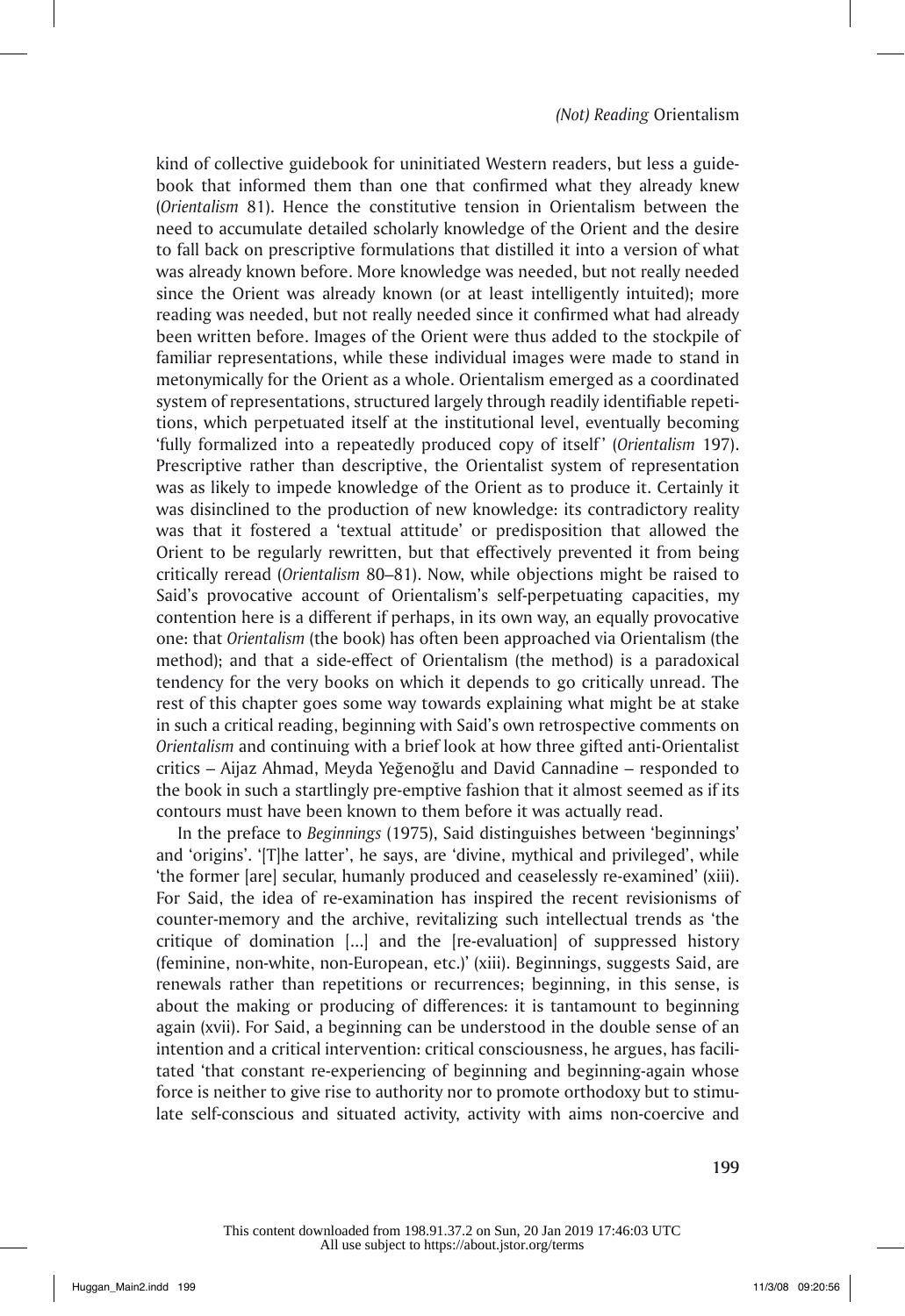kind of collective guidebook for uninitiated Western readers, but less a guidebook that informed them than one that confirmed what they already knew (*Orientalism* 81). Hence the constitutive tension in Orientalism between the need to accumulate detailed scholarly knowledge of the Orient and the desire to fall back on prescriptive formulations that distilled it into a version of what was already known before. More knowledge was needed, but not really needed since the Orient was already known (or at least intelligently intuited); more reading was needed, but not really needed since it confirmed what had already been written before. Images of the Orient were thus added to the stockpile of familiar representations, while these individual images were made to stand in metonymically for the Orient as a whole. Orientalism emerged as a coordinated system of representations, structured largely through readily identifiable repetitions, which perpetuated itself at the institutional level, eventually becoming 'fully formalized into a repeatedly produced copy of itself' (*Orientalism* 197). Prescriptive rather than descriptive, the Orientalist system of representation was as likely to impede knowledge of the Orient as to produce it. Certainly it was disinclined to the production of new knowledge: its contradictory reality was that it fostered a 'textual attitude' or predisposition that allowed the Orient to be regularly rewritten, but that effectively prevented it from being critically reread (*Orientalism* 80–81). Now, while objections might be raised to Said's provocative account of Orientalism's self-perpetuating capacities, my contention here is a different if perhaps, in its own way, an equally provocative one: that *Orientalism* (the book) has often been approached via Orientalism (the method); and that a side-effect of Orientalism (the method) is a paradoxical tendency for the very books on which it depends to go critically unread. The rest of this chapter goes some way towards explaining what might be at stake in such a critical reading, beginning with Said's own retrospective comments on *Orientalism* and continuing with a brief look at how three gifted anti-Orientalist critics – Aijaz Ahmad, Meyda Yeğenoğlu and David Cannadine – responded to the book in such a startlingly pre-emptive fashion that it almost seemed as if its contours must have been known to them before it was actually read.

In the preface to *Beginnings* (1975), Said distinguishes between 'beginnings' and 'origins'. '[T]he latter', he says, are 'divine, mythical and privileged', while 'the former [are] secular, humanly produced and ceaselessly re-examined' (xiii). For Said, the idea of re-examination has inspired the recent revisionisms of counter-memory and the archive, revitalizing such intellectual trends as 'the critique of domination [...] and the [re-evaluation] of suppressed history (feminine, non-white, non-European, etc.)' (xiii). Beginnings, suggests Said, are renewals rather than repetitions or recurrences; beginning, in this sense, is about the making or producing of differences: it is tantamount to beginning again (xvii). For Said, a beginning can be understood in the double sense of an intention and a critical intervention: critical consciousness, he argues, has facilitated 'that constant re-experiencing of beginning and beginning-again whose force is neither to give rise to authority nor to promote orthodoxy but to stimulate self-conscious and situated activity, activity with aims non-coercive and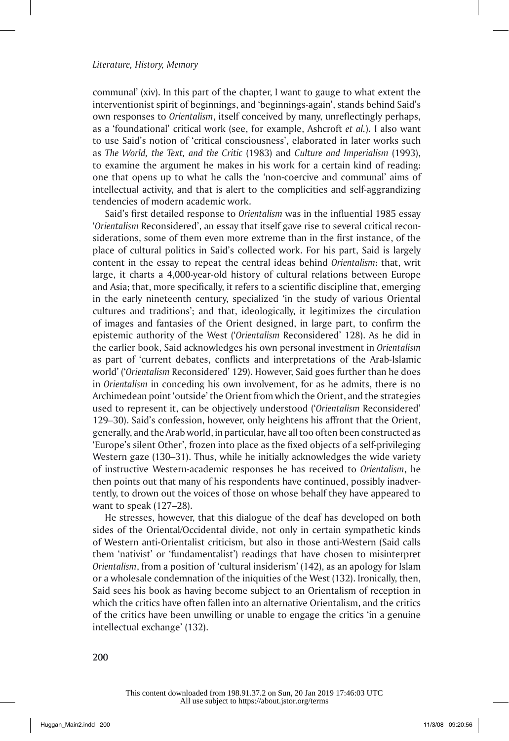communal' (xiv). In this part of the chapter, I want to gauge to what extent the interventionist spirit of beginnings, and 'beginnings-again', stands behind Said's own responses to *Orientalism*, itself conceived by many, unreflectingly perhaps, as a 'foundational' critical work (see, for example, Ashcroft *et al.*). I also want to use Said's notion of 'critical consciousness', elaborated in later works such as *The World, the Text, and the Critic* (1983) and *Culture and Imperialism* (1993), to examine the argument he makes in his work for a certain kind of reading: one that opens up to what he calls the 'non-coercive and communal' aims of intellectual activity, and that is alert to the complicities and self-aggrandizing tendencies of modern academic work.

Said's first detailed response to *Orientalism* was in the influential 1985 essay '*Orientalism* Reconsidered', an essay that itself gave rise to several critical reconsiderations, some of them even more extreme than in the first instance, of the place of cultural politics in Said's collected work. For his part, Said is largely content in the essay to repeat the central ideas behind *Orientalism*: that, writ large, it charts a 4,000-year-old history of cultural relations between Europe and Asia; that, more specifically, it refers to a scientific discipline that, emerging in the early nineteenth century, specialized 'in the study of various Oriental cultures and traditions'; and that, ideologically, it legitimizes the circulation of images and fantasies of the Orient designed, in large part, to confirm the epistemic authority of the West ('*Orientalism* Reconsidered' 128). As he did in the earlier book, Said acknowledges his own personal investment in *Orientalism* as part of 'current debates, conflicts and interpretations of the Arab-Islamic world' ('*Orientalism* Reconsidered' 129). However, Said goes further than he does in *Orientalism* in conceding his own involvement, for as he admits, there is no Archimedean point 'outside' the Orient from which the Orient, and the strategies used to represent it, can be objectively understood ('*Orientalism* Reconsidered' 129–30). Said's confession, however, only heightens his affront that the Orient, generally, and the Arab world, in particular, have all too often been constructed as 'Europe's silent Other', frozen into place as the fixed objects of a self-privileging Western gaze (130–31). Thus, while he initially acknowledges the wide variety of instructive Western-academic responses he has received to *Orientalism*, he then points out that many of his respondents have continued, possibly inadvertently, to drown out the voices of those on whose behalf they have appeared to want to speak (127–28).

He stresses, however, that this dialogue of the deaf has developed on both sides of the Oriental/Occidental divide, not only in certain sympathetic kinds of Western anti-Orientalist criticism, but also in those anti-Western (Said calls them 'nativist' or 'fundamentalist') readings that have chosen to misinterpret *Orientalism*, from a position of 'cultural insiderism' (142), as an apology for Islam or a wholesale condemnation of the iniquities of the West (132). Ironically, then, Said sees his book as having become subject to an Orientalism of reception in which the critics have often fallen into an alternative Orientalism, and the critics of the critics have been unwilling or unable to engage the critics 'in a genuine intellectual exchange' (132).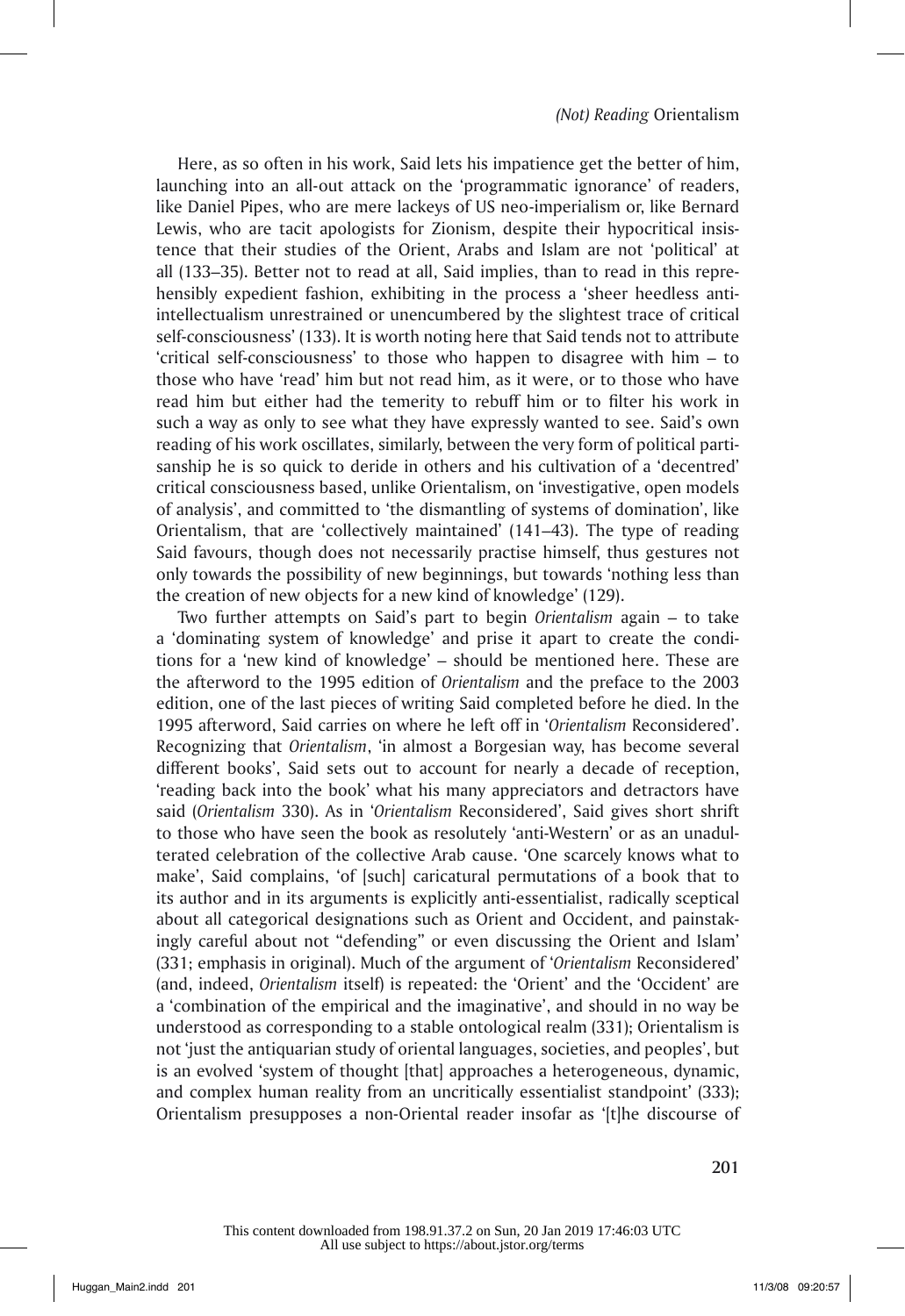Here, as so often in his work, Said lets his impatience get the better of him, launching into an all-out attack on the 'programmatic ignorance' of readers, like Daniel Pipes, who are mere lackeys of US neo-imperialism or, like Bernard Lewis, who are tacit apologists for Zionism, despite their hypocritical insistence that their studies of the Orient, Arabs and Islam are not 'political' at all (133–35). Better not to read at all, Said implies, than to read in this reprehensibly expedient fashion, exhibiting in the process a 'sheer heedless anti-intellectualism unrestrained or unencumbered by the slightest trace of critical self-consciousness' (133). It is worth noting here that Said tends not to attribute 'critical self-consciousness' to those who happen to disagree with him – to those who have 'read' him but not read him, as it were, or to those who have read him but either had the temerity to rebuff him or to filter his work in such a way as only to see what they have expressly wanted to see. Said's own reading of his work oscillates, similarly, between the very form of political partisanship he is so quick to deride in others and his cultivation of a 'decentred' critical consciousness based, unlike Orientalism, on 'investigative, open models of analysis', and committed to 'the dismantling of systems of domination', like Orientalism, that are 'collectively maintained' (141–43). The type of reading Said favours, though does not necessarily practise himself, thus gestures not only towards the possibility of new beginnings, but towards 'nothing less than the creation of new objects for a new kind of knowledge' (129).

Two further attempts on Said's part to begin *Orientalism* again – to take a 'dominating system of knowledge' and prise it apart to create the conditions for a 'new kind of knowledge' – should be mentioned here. These are the afterword to the 1995 edition of *Orientalism* and the preface to the 2003 edition, one of the last pieces of writing Said completed before he died. In the 1995 afterword, Said carries on where he left off in '*Orientalism* Reconsidered'. Recognizing that *Orientalism*, 'in almost a Borgesian way, has become several different books', Said sets out to account for nearly a decade of reception, 'reading back into the book' what his many appreciators and detractors have said (*Orientalism* 330). As in '*Orientalism* Reconsidered', Said gives short shrift to those who have seen the book as resolutely 'anti-Western' or as an unadulterated celebration of the collective Arab cause. 'One scarcely knows what to make', Said complains, 'of [such] caricatural permutations of a book that to its author and in its arguments is explicitly anti-essentialist, radically sceptical about all categorical designations such as Orient and Occident, and painstakingly careful about not "defending" or even discussing the Orient and Islam' (331; emphasis in original). Much of the argument of '*Orientalism* Reconsidered' (and, indeed, *Orientalism* itself) is repeated: the 'Orient' and the 'Occident' are a 'combination of the empirical and the imaginative', and should in no way be understood as corresponding to a stable ontological realm (331); Orientalism is not 'just the antiquarian study of oriental languages, societies, and peoples', but is an evolved 'system of thought [that] approaches a heterogeneous, dynamic, and complex human reality from an uncritically essentialist standpoint' (333); Orientalism presupposes a non-Oriental reader insofar as '[t]he discourse of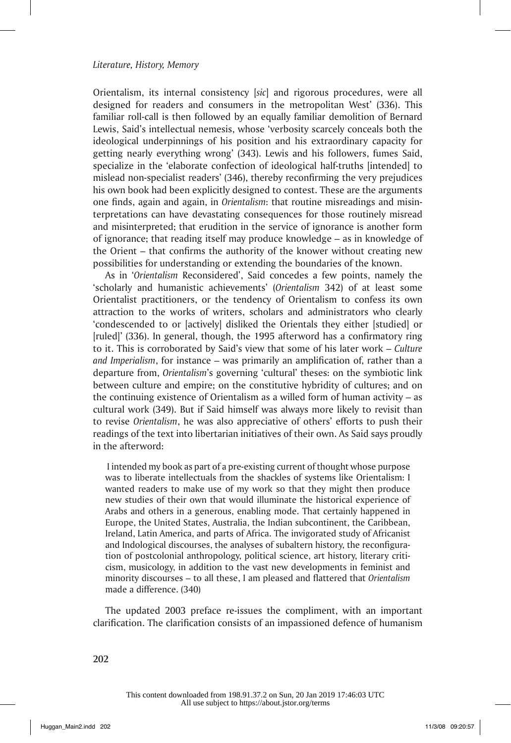Orientalism, its internal consistency [*sic*] and rigorous procedures, were all designed for readers and consumers in the metropolitan West' (336). This familiar roll-call is then followed by an equally familiar demolition of Bernard Lewis, Said's intellectual nemesis, whose 'verbosity scarcely conceals both the ideological underpinnings of his position and his extraordinary capacity for getting nearly everything wrong' (343). Lewis and his followers, fumes Said, specialize in the 'elaborate confection of ideological half-truths [intended] to mislead non-specialist readers' (346), thereby reconfirming the very prejudices his own book had been explicitly designed to contest. These are the arguments one finds, again and again, in *Orientalism*: that routine misreadings and misinterpretations can have devastating consequences for those routinely misread and misinterpreted; that erudition in the service of ignorance is another form of ignorance; that reading itself may produce knowledge – as in knowledge of the Orient – that confirms the authority of the knower without creating new possibilities for understanding or extending the boundaries of the known.

As in '*Orientalism* Reconsidered', Said concedes a few points, namely the 'scholarly and humanistic achievements' (*Orientalism* 342) of at least some Orientalist practitioners, or the tendency of Orientalism to confess its own attraction to the works of writers, scholars and administrators who clearly 'condescended to or [actively] disliked the Orientals they either [studied] or [ruled]' (336). In general, though, the 1995 afterword has a confirmatory ring to it. This is corroborated by Said's view that some of his later work – *Culture and Imperialism*, for instance – was primarily an amplification of, rather than a departure from, *Orientalism*'s governing 'cultural' theses: on the symbiotic link between culture and empire; on the constitutive hybridity of cultures; and on the continuing existence of Orientalism as a willed form of human activity – as cultural work (349). But if Said himself was always more likely to revisit than to revise *Orientalism*, he was also appreciative of others' efforts to push their readings of the text into libertarian initiatives of their own. As Said says proudly in the afterword:

> I intended my book as part of a pre-existing current of thought whose purpose was to liberate intellectuals from the shackles of systems like Orientalism: I wanted readers to make use of my work so that they might then produce new studies of their own that would illuminate the historical experience of Arabs and others in a generous, enabling mode. That certainly happened in Europe, the United States, Australia, the Indian subcontinent, the Caribbean, Ireland, Latin America, and parts of Africa. The invigorated study of Africanist and Indological discourses, the analyses of subaltern history, the reconfiguration of postcolonial anthropology, political science, art history, literary criticism, musicology, in addition to the vast new developments in feminist and minority discourses – to all these, I am pleased and flattered that *Orientalism* made a difference. (340)

The updated 2003 preface re-issues the compliment, with an important clarification. The clarification consists of an impassioned defence of humanism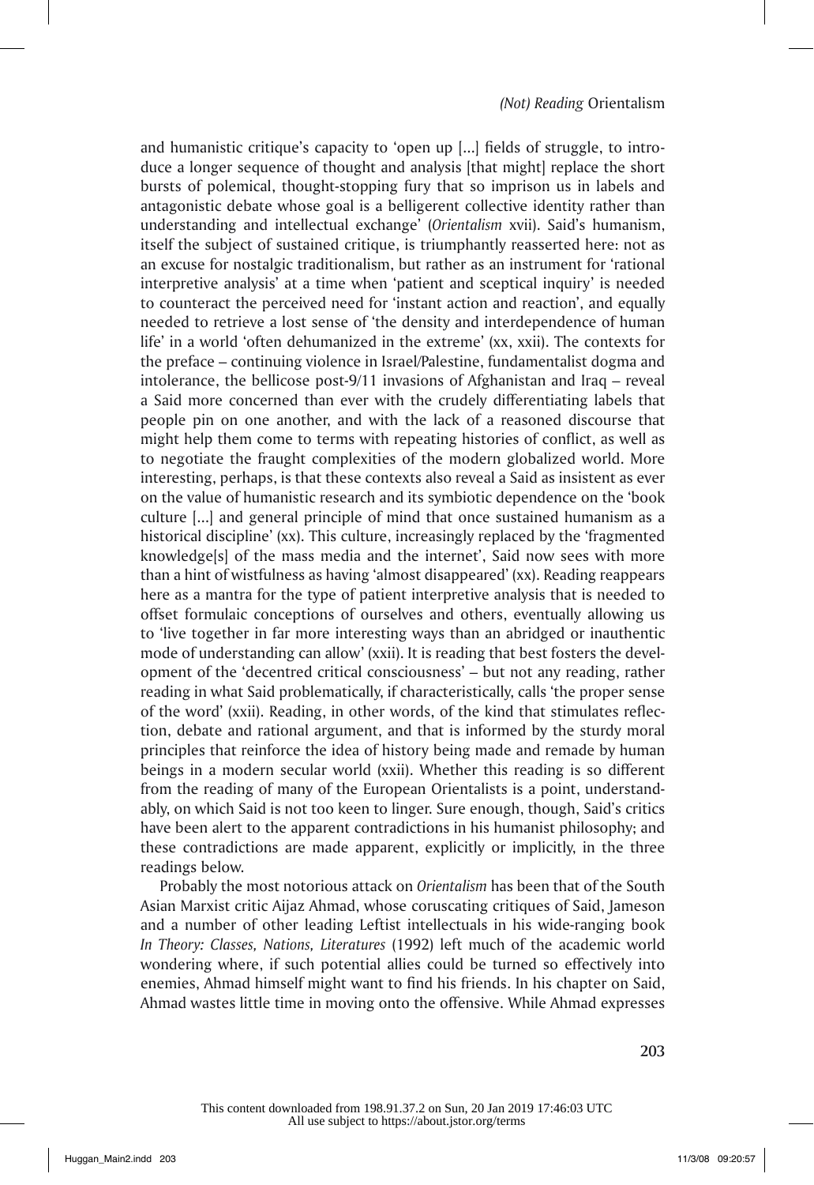and humanistic critique's capacity to 'open up [...] fields of struggle, to introduce a longer sequence of thought and analysis [that might] replace the short bursts of polemical, thought-stopping fury that so imprison us in labels and antagonistic debate whose goal is a belligerent collective identity rather than understanding and intellectual exchange' (*Orientalism* xvii). Said's humanism, itself the subject of sustained critique, is triumphantly reasserted here: not as an excuse for nostalgic traditionalism, but rather as an instrument for 'rational interpretive analysis' at a time when 'patient and sceptical inquiry' is needed to counteract the perceived need for 'instant action and reaction', and equally needed to retrieve a lost sense of 'the density and interdependence of human life' in a world 'often dehumanized in the extreme' (xx, xxii). The contexts for the preface – continuing violence in Israel/Palestine, fundamentalist dogma and intolerance, the bellicose post-9/11 invasions of Afghanistan and Iraq – reveal a Said more concerned than ever with the crudely differentiating labels that people pin on one another, and with the lack of a reasoned discourse that might help them come to terms with repeating histories of conflict, as well as to negotiate the fraught complexities of the modern globalized world. More interesting, perhaps, is that these contexts also reveal a Said as insistent as ever on the value of humanistic research and its symbiotic dependence on the 'book culture [...] and general principle of mind that once sustained humanism as a historical discipline' (xx). This culture, increasingly replaced by the 'fragmented knowledge[s] of the mass media and the internet', Said now sees with more than a hint of wistfulness as having 'almost disappeared' (xx). Reading reappears here as a mantra for the type of patient interpretive analysis that is needed to offset formulaic conceptions of ourselves and others, eventually allowing us to 'live together in far more interesting ways than an abridged or inauthentic mode of understanding can allow' (xxii). It is reading that best fosters the development of the 'decentred critical consciousness' – but not any reading, rather reading in what Said problematically, if characteristically, calls 'the proper sense of the word' (xxii). Reading, in other words, of the kind that stimulates reflection, debate and rational argument, and that is informed by the sturdy moral principles that reinforce the idea of history being made and remade by human beings in a modern secular world (xxii). Whether this reading is so different from the reading of many of the European Orientalists is a point, understandably, on which Said is not too keen to linger. Sure enough, though, Said's critics have been alert to the apparent contradictions in his humanist philosophy; and these contradictions are made apparent, explicitly or implicitly, in the three readings below.

Probably the most notorious attack on *Orientalism* has been that of the South Asian Marxist critic Aijaz Ahmad, whose coruscating critiques of Said, Jameson and a number of other leading Leftist intellectuals in his wide-ranging book *In Theory: Classes, Nations, Literatures* (1992) left much of the academic world wondering where, if such potential allies could be turned so effectively into enemies, Ahmad himself might want to find his friends. In his chapter on Said, Ahmad wastes little time in moving onto the offensive. While Ahmad expresses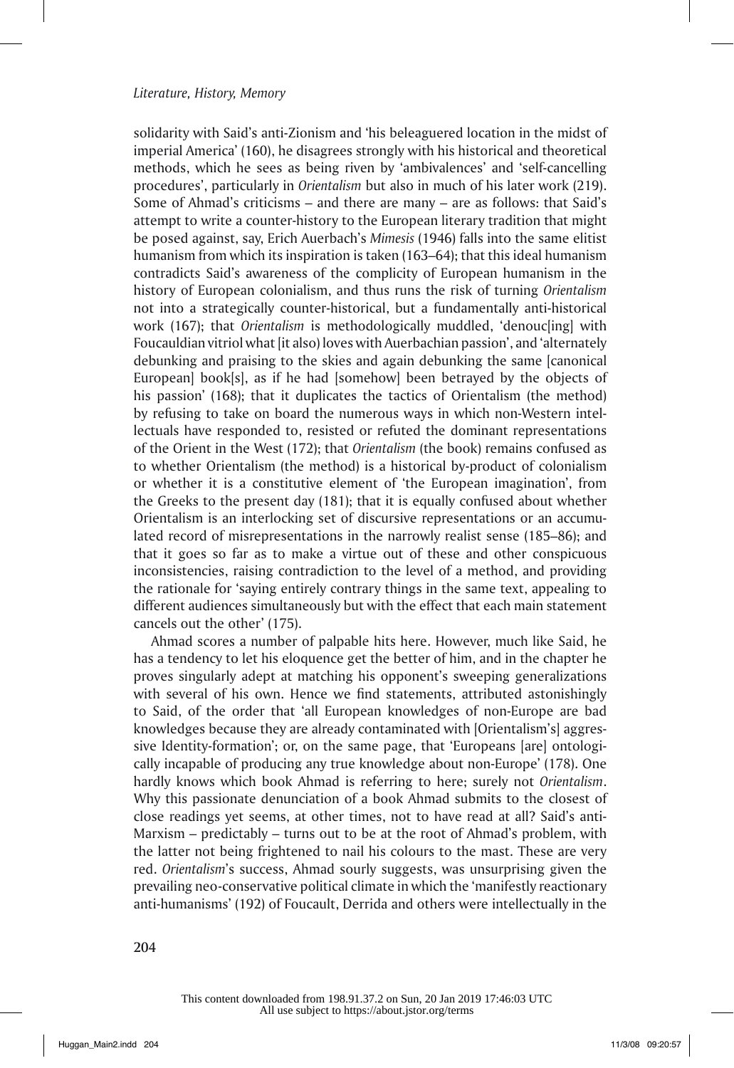solidarity with Said's anti-Zionism and 'his beleaguered location in the midst of imperial America' (160), he disagrees strongly with his historical and theoretical methods, which he sees as being riven by 'ambivalences' and 'self-cancelling procedures', particularly in *Orientalism* but also in much of his later work (219). Some of Ahmad's criticisms – and there are many – are as follows: that Said's attempt to write a counter-history to the European literary tradition that might be posed against, say, Erich Auerbach's *Mimesis* (1946) falls into the same elitist humanism from which its inspiration is taken (163–64); that this ideal humanism contradicts Said's awareness of the complicity of European humanism in the history of European colonialism, and thus runs the risk of turning *Orientalism* not into a strategically counter-historical, but a fundamentally anti-historical work (167); that *Orientalism* is methodologically muddled, 'denouc[ing] with Foucauldian vitriol what [it also] loves with Auerbachian passion', and 'alternately debunking and praising to the skies and again debunking the same [canonical European] book[s], as if he had [somehow] been betrayed by the objects of his passion' (168); that it duplicates the tactics of Orientalism (the method) by refusing to take on board the numerous ways in which non-Western intellectuals have responded to, resisted or refuted the dominant representations of the Orient in the West (172); that *Orientalism* (the book) remains confused as to whether Orientalism (the method) is a historical by-product of colonialism or whether it is a constitutive element of 'the European imagination', from the Greeks to the present day (181); that it is equally confused about whether Orientalism is an interlocking set of discursive representations or an accumulated record of misrepresentations in the narrowly realist sense (185–86); and that it goes so far as to make a virtue out of these and other conspicuous inconsistencies, raising contradiction to the level of a method, and providing the rationale for 'saying entirely contrary things in the same text, appealing to different audiences simultaneously but with the effect that each main statement cancels out the other' (175).

Ahmad scores a number of palpable hits here. However, much like Said, he has a tendency to let his eloquence get the better of him, and in the chapter he proves singularly adept at matching his opponent's sweeping generalizations with several of his own. Hence we find statements, attributed astonishingly to Said, of the order that 'all European knowledges of non-Europe are bad knowledges because they are already contaminated with [Orientalism's] aggressive Identity-formation'; or, on the same page, that 'Europeans [are] ontologically incapable of producing any true knowledge about non-Europe' (178). One hardly knows which book Ahmad is referring to here; surely not *Orientalism*. Why this passionate denunciation of a book Ahmad submits to the closest of close readings yet seems, at other times, not to have read at all? Said's anti-Marxism – predictably – turns out to be at the root of Ahmad's problem, with the latter not being frightened to nail his colours to the mast. These are very red. *Orientalism*'s success, Ahmad sourly suggests, was unsurprising given the prevailing neo-conservative political climate in which the 'manifestly reactionary anti-humanisms' (192) of Foucault, Derrida and others were intellectually in the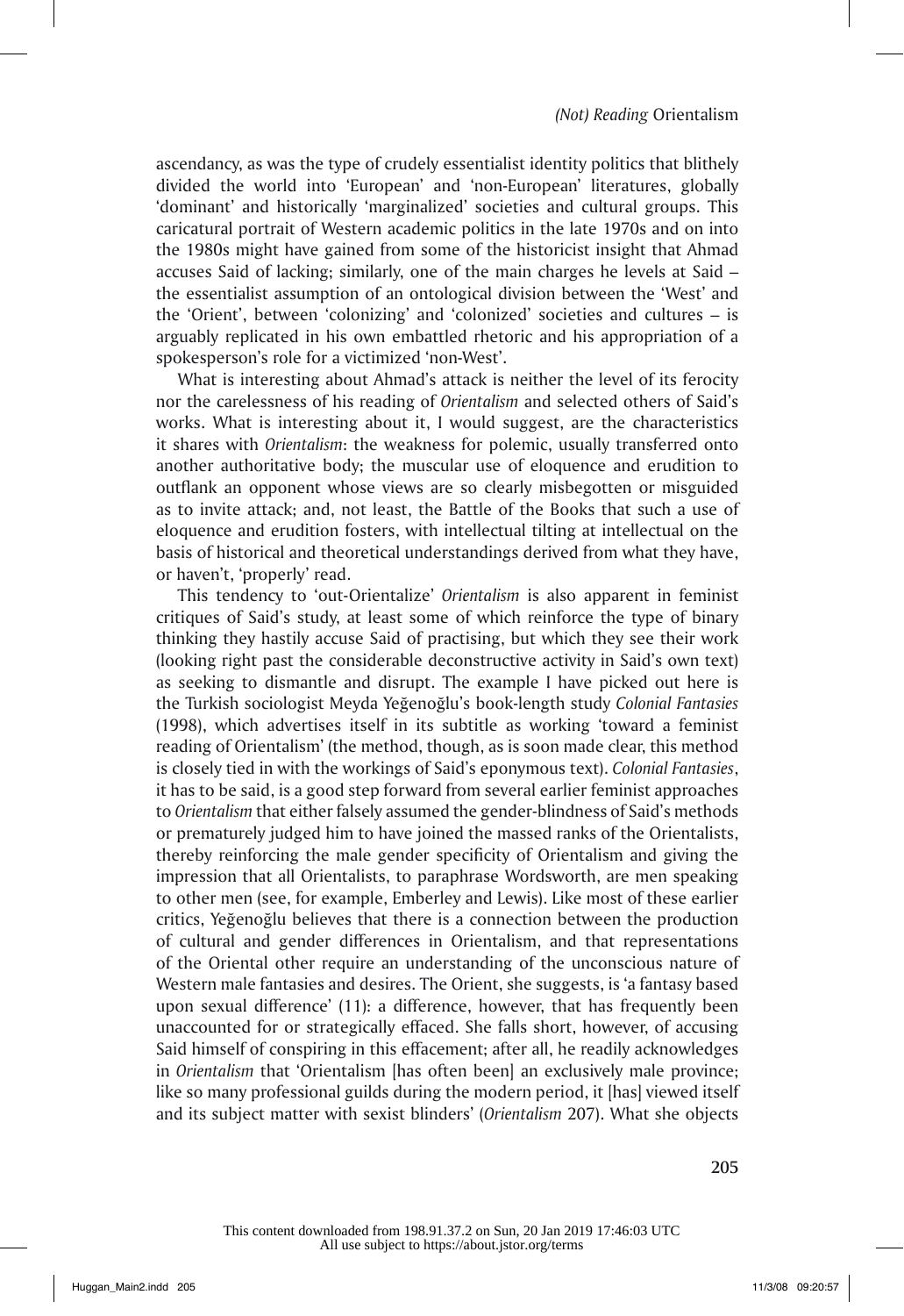ascendancy, as was the type of crudely essentialist identity politics that blithely divided the world into 'European' and 'non-European' literatures, globally 'dominant' and historically 'marginalized' societies and cultural groups. This caricatural portrait of Western academic politics in the late 1970s and on into the 1980s might have gained from some of the historicist insight that Ahmad accuses Said of lacking; similarly, one of the main charges he levels at Said – the essentialist assumption of an ontological division between the 'West' and the 'Orient', between 'colonizing' and 'colonized' societies and cultures – is arguably replicated in his own embattled rhetoric and his appropriation of a spokesperson's role for a victimized 'non-West'.

What is interesting about Ahmad's attack is neither the level of its ferocity nor the carelessness of his reading of *Orientalism* and selected others of Said's works. What is interesting about it, I would suggest, are the characteristics it shares with *Orientalism*: the weakness for polemic, usually transferred onto another authoritative body; the muscular use of eloquence and erudition to outflank an opponent whose views are so clearly misbegotten or misguided as to invite attack; and, not least, the Battle of the Books that such a use of eloquence and erudition fosters, with intellectual tilting at intellectual on the basis of historical and theoretical understandings derived from what they have, or haven't, 'properly' read.

This tendency to 'out-Orientalize' *Orientalism* is also apparent in feminist critiques of Said's study, at least some of which reinforce the type of binary thinking they hastily accuse Said of practising, but which they see their work (looking right past the considerable deconstructive activity in Said's own text) as seeking to dismantle and disrupt. The example I have picked out here is the Turkish sociologist Meyda Yeğenoğlu's book-length study *Colonial Fantasies* (1998), which advertises itself in its subtitle as working 'toward a feminist reading of Orientalism' (the method, though, as is soon made clear, this method is closely tied in with the workings of Said's eponymous text). *Colonial Fantasies*, it has to be said, is a good step forward from several earlier feminist approaches to *Orientalism* that either falsely assumed the gender-blindness of Said's methods or prematurely judged him to have joined the massed ranks of the Orientalists, thereby reinforcing the male gender specificity of Orientalism and giving the impression that all Orientalists, to paraphrase Wordsworth, are men speaking to other men (see, for example, Emberley and Lewis). Like most of these earlier critics, Yeğenoğlu believes that there is a connection between the production of cultural and gender differences in Orientalism, and that representations of the Oriental other require an understanding of the unconscious nature of Western male fantasies and desires. The Orient, she suggests, is 'a fantasy based upon sexual difference' (11): a difference, however, that has frequently been unaccounted for or strategically effaced. She falls short, however, of accusing Said himself of conspiring in this effacement; after all, he readily acknowledges in *Orientalism* that 'Orientalism [has often been] an exclusively male province; like so many professional guilds during the modern period, it [has] viewed itself and its subject matter with sexist blinders' (*Orientalism* 207). What she objects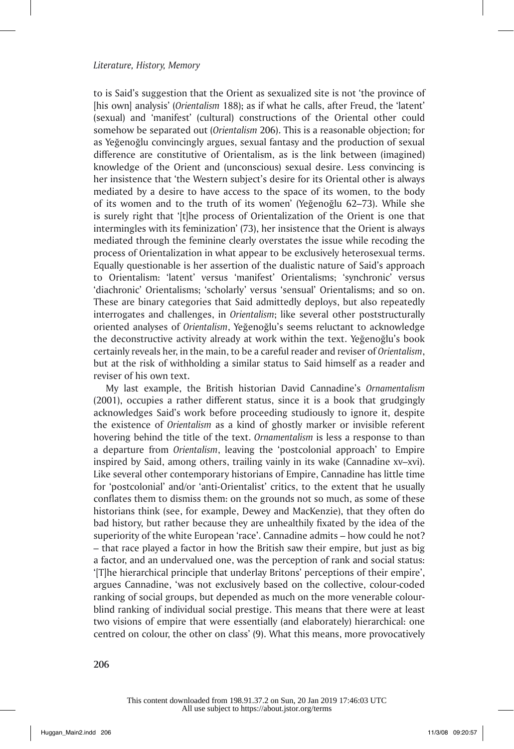to is Said's suggestion that the Orient as sexualized site is not 'the province of [his own] analysis' (*Orientalism* 188); as if what he calls, after Freud, the 'latent' (sexual) and 'manifest' (cultural) constructions of the Oriental other could somehow be separated out (*Orientalism* 206). This is a reasonable objection; for as Yeğenoğlu convincingly argues, sexual fantasy and the production of sexual difference are constitutive of Orientalism, as is the link between (imagined) knowledge of the Orient and (unconscious) sexual desire. Less convincing is her insistence that 'the Western subject's desire for its Oriental other is always mediated by a desire to have access to the space of its women, to the body of its women and to the truth of its women' (Yeğenoğlu 62–73). While she is surely right that '[t]he process of Orientalization of the Orient is one that intermingles with its feminization' (73), her insistence that the Orient is always mediated through the feminine clearly overstates the issue while recoding the process of Orientalization in what appear to be exclusively heterosexual terms. Equally questionable is her assertion of the dualistic nature of Said's approach to Orientalism: 'latent' versus 'manifest' Orientalisms; 'synchronic' versus 'diachronic' Orientalisms; 'scholarly' versus 'sensual' Orientalisms; and so on. These are binary categories that Said admittedly deploys, but also repeatedly interrogates and challenges, in *Orientalism*; like several other poststructurally oriented analyses of *Orientalism*, Yeğenoğlu's seems reluctant to acknowledge the deconstructive activity already at work within the text. Yeğenoğlu's book certainly reveals her, in the main, to be a careful reader and reviser of *Orientalism*, but at the risk of withholding a similar status to Said himself as a reader and reviser of his own text.

My last example, the British historian David Cannadine's *Ornamentalism* (2001), occupies a rather different status, since it is a book that grudgingly acknowledges Said's work before proceeding studiously to ignore it, despite the existence of *Orientalism* as a kind of ghostly marker or invisible referent hovering behind the title of the text. *Ornamentalism* is less a response to than a departure from *Orientalism*, leaving the 'postcolonial approach' to Empire inspired by Said, among others, trailing vainly in its wake (Cannadine xv–xvi). Like several other contemporary historians of Empire, Cannadine has little time for 'postcolonial' and/or 'anti-Orientalist' critics, to the extent that he usually conflates them to dismiss them: on the grounds not so much, as some of these historians think (see, for example, Dewey and MacKenzie), that they often do bad history, but rather because they are unhealthily fixated by the idea of the superiority of the white European 'race'. Cannadine admits – how could he not? – that race played a factor in how the British saw their empire, but just as big a factor, and an undervalued one, was the perception of rank and social status: '[T]he hierarchical principle that underlay Britons' perceptions of their empire', argues Cannadine, 'was not exclusively based on the collective, colour-coded ranking of social groups, but depended as much on the more venerable colour-blind ranking of individual social prestige. This means that there were at least two visions of empire that were essentially (and elaborately) hierarchical: one centred on colour, the other on class' (9). What this means, more provocatively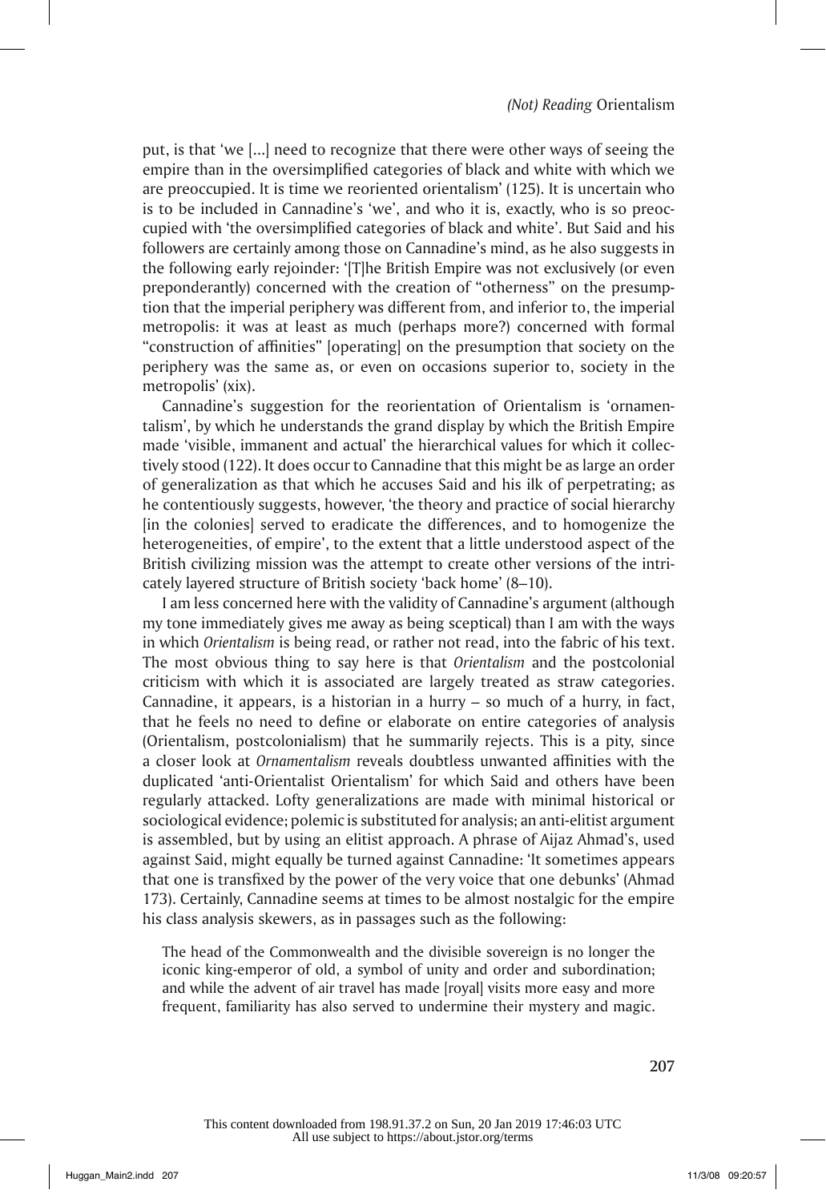put, is that 'we [...] need to recognize that there were other ways of seeing the empire than in the oversimplified categories of black and white with which we are preoccupied. It is time we reoriented orientalism' (125). It is uncertain who is to be included in Cannadine's 'we', and who it is, exactly, who is so preoccupied with 'the oversimplified categories of black and white'. But Said and his followers are certainly among those on Cannadine's mind, as he also suggests in the following early rejoinder: '[T]he British Empire was not exclusively (or even preponderantly) concerned with the creation of "otherness" on the presumption that the imperial periphery was different from, and inferior to, the imperial metropolis: it was at least as much (perhaps more?) concerned with formal "construction of affinities" [operating] on the presumption that society on the periphery was the same as, or even on occasions superior to, society in the metropolis' (xix).

Cannadine's suggestion for the reorientation of Orientalism is 'ornamentalism', by which he understands the grand display by which the British Empire made 'visible, immanent and actual' the hierarchical values for which it collectively stood (122). It does occur to Cannadine that this might be as large an order of generalization as that which he accuses Said and his ilk of perpetrating; as he contentiously suggests, however, 'the theory and practice of social hierarchy [in the colonies] served to eradicate the differences, and to homogenize the heterogeneities, of empire', to the extent that a little understood aspect of the British civilizing mission was the attempt to create other versions of the intricately layered structure of British society 'back home' (8–10).

I am less concerned here with the validity of Cannadine's argument (although my tone immediately gives me away as being sceptical) than I am with the ways in which *Orientalism* is being read, or rather not read, into the fabric of his text. The most obvious thing to say here is that *Orientalism* and the postcolonial criticism with which it is associated are largely treated as straw categories. Cannadine, it appears, is a historian in a hurry – so much of a hurry, in fact, that he feels no need to define or elaborate on entire categories of analysis (Orientalism, postcolonialism) that he summarily rejects. This is a pity, since a closer look at *Ornamentalism* reveals doubtless unwanted affinities with the duplicated 'anti-Orientalist Orientalism' for which Said and others have been regularly attacked. Lofty generalizations are made with minimal historical or sociological evidence; polemic is substituted for analysis; an anti-elitist argument is assembled, but by using an elitist approach. A phrase of Aijaz Ahmad's, used against Said, might equally be turned against Cannadine: 'It sometimes appears that one is transfixed by the power of the very voice that one debunks' (Ahmad 173). Certainly, Cannadine seems at times to be almost nostalgic for the empire his class analysis skewers, as in passages such as the following:

> The head of the Commonwealth and the divisible sovereign is no longer the iconic king-emperor of old, a symbol of unity and order and subordination; and while the advent of air travel has made [royal] visits more easy and more frequent, familiarity has also served to undermine their mystery and magic.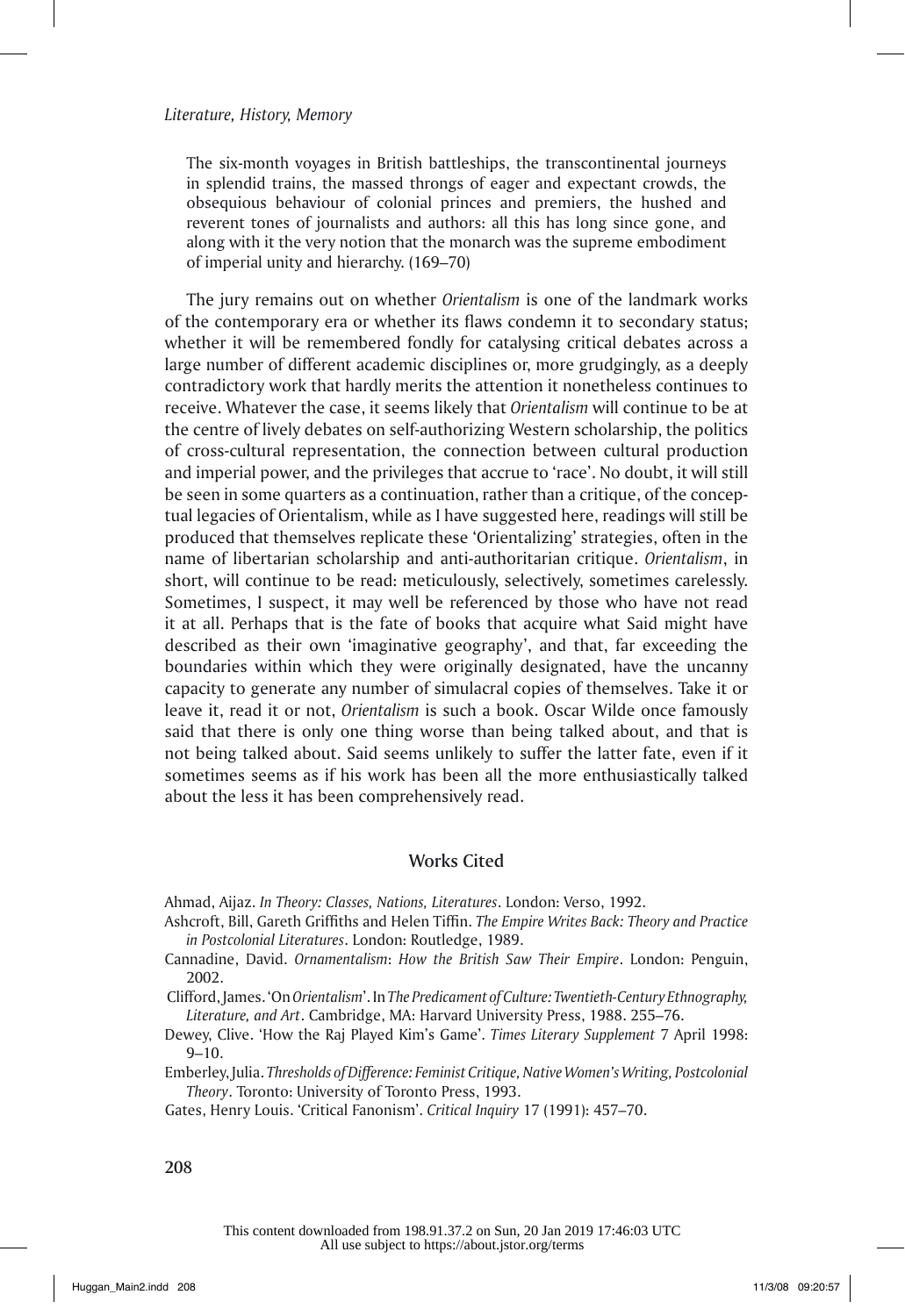> The six-month voyages in British battleships, the transcontinental journeys in splendid trains, the massed throngs of eager and expectant crowds, the obsequious behaviour of colonial princes and premiers, the hushed and reverent tones of journalists and authors: all this has long since gone, and along with it the very notion that the monarch was the supreme embodiment of imperial unity and hierarchy. (169–70)

The jury remains out on whether *Orientalism* is one of the landmark works of the contemporary era or whether its flaws condemn it to secondary status; whether it will be remembered fondly for catalysing critical debates across a large number of different academic disciplines or, more grudgingly, as a deeply contradictory work that hardly merits the attention it nonetheless continues to receive. Whatever the case, it seems likely that *Orientalism* will continue to be at the centre of lively debates on self-authorizing Western scholarship, the politics of cross-cultural representation, the connection between cultural production and imperial power, and the privileges that accrue to 'race'. No doubt, it will still be seen in some quarters as a continuation, rather than a critique, of the conceptual legacies of Orientalism, while as I have suggested here, readings will still be produced that themselves replicate these 'Orientalizing' strategies, often in the name of libertarian scholarship and anti-authoritarian critique. *Orientalism*, in short, will continue to be read: meticulously, selectively, sometimes carelessly. Sometimes, I suspect, it may well be referenced by those who have not read it at all. Perhaps that is the fate of books that acquire what Said might have described as their own 'imaginative geography', and that, far exceeding the boundaries within which they were originally designated, have the uncanny capacity to generate any number of simulacral copies of themselves. Take it or leave it, read it or not, *Orientalism* is such a book. Oscar Wilde once famously said that there is only one thing worse than being talked about, and that is not being talked about. Said seems unlikely to suffer the latter fate, even if it sometimes seems as if his work has been all the more enthusiastically talked about the less it has been comprehensively read.

## Works Cited

Ahmad, Aijaz. *In Theory: Classes, Nations, Literatures*. London: Verso, 1992.

Ashcroft, Bill, Gareth Griffiths and Helen Tiffin. *The Empire Writes Back: Theory and Practice in Postcolonial Literatures*. London: Routledge, 1989.

Cannadine, David. *Ornamentalism: How the British Saw Their Empire*. London: Penguin, 2002.

Clifford, James. 'On *Orientalism*'. In *The Predicament of Culture: Twentieth-Century Ethnography, Literature, and Art*. Cambridge, MA: Harvard University Press, 1988. 255–76.

Dewey, Clive. 'How the Raj Played Kim's Game'. *Times Literary Supplement* 7 April 1998: 9–10.

Emberley, Julia. *Thresholds of Difference: Feminist Critique, Native Women's Writing, Postcolonial Theory*. Toronto: University of Toronto Press, 1993.

Gates, Henry Louis. 'Critical Fanonism'. *Critical Inquiry* 17 (1991): 457–70.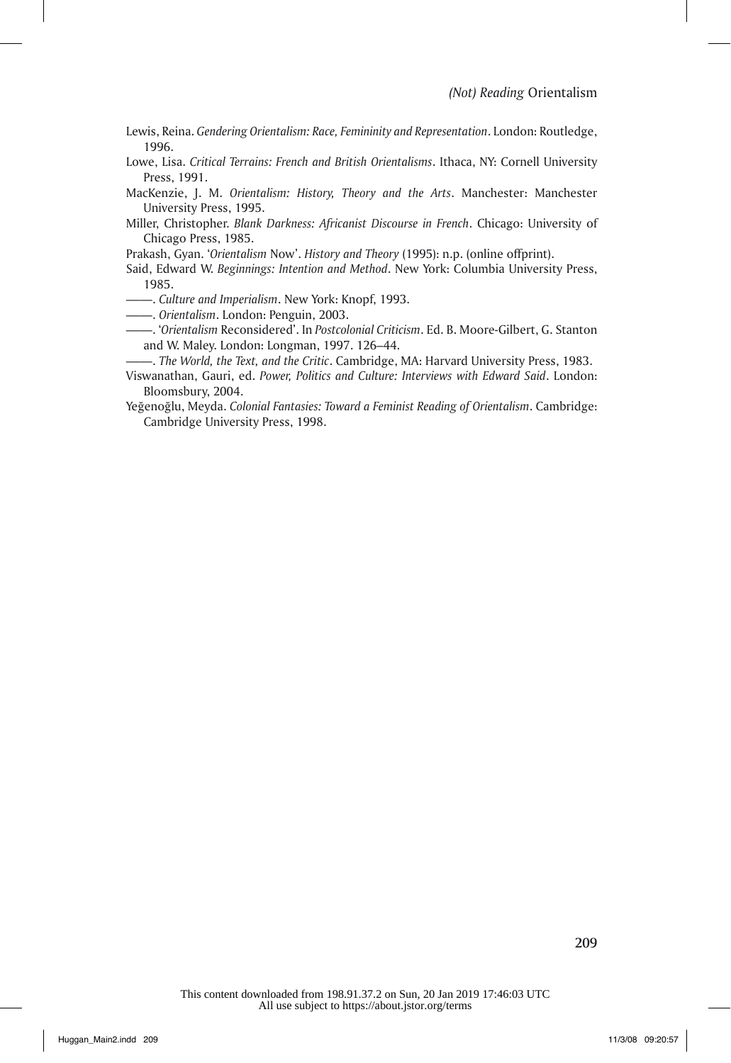Lewis, Reina. *Gendering Orientalism: Race, Femininity and Representation*. London: Routledge, 1996.

Lowe, Lisa. *Critical Terrains: French and British Orientalisms*. Ithaca, NY: Cornell University Press, 1991.

MacKenzie, J. M. *Orientalism: History, Theory and the Arts*. Manchester: Manchester University Press, 1995.

Miller, Christopher. *Blank Darkness: Africanist Discourse in French*. Chicago: University of Chicago Press, 1985.

Prakash, Gyan. '*Orientalism* Now'. *History and Theory* (1995): n.p. (online offprint).

Said, Edward W. *Beginnings: Intention and Method*. New York: Columbia University Press, 1985.

——. *Culture and Imperialism*. New York: Knopf, 1993.

——. *Orientalism*. London: Penguin, 2003.

——. '*Orientalism* Reconsidered'. In *Postcolonial Criticism*. Ed. B. Moore-Gilbert, G. Stanton and W. Maley. London: Longman, 1997. 126–44.

——. *The World, the Text, and the Critic*. Cambridge, MA: Harvard University Press, 1983.

Viswanathan, Gauri, ed. *Power, Politics and Culture: Interviews with Edward Said*. London: Bloomsbury, 2004.

Yeğenoğlu, Meyda. *Colonial Fantasies: Toward a Feminist Reading of Orientalism*. Cambridge: Cambridge University Press, 1998.